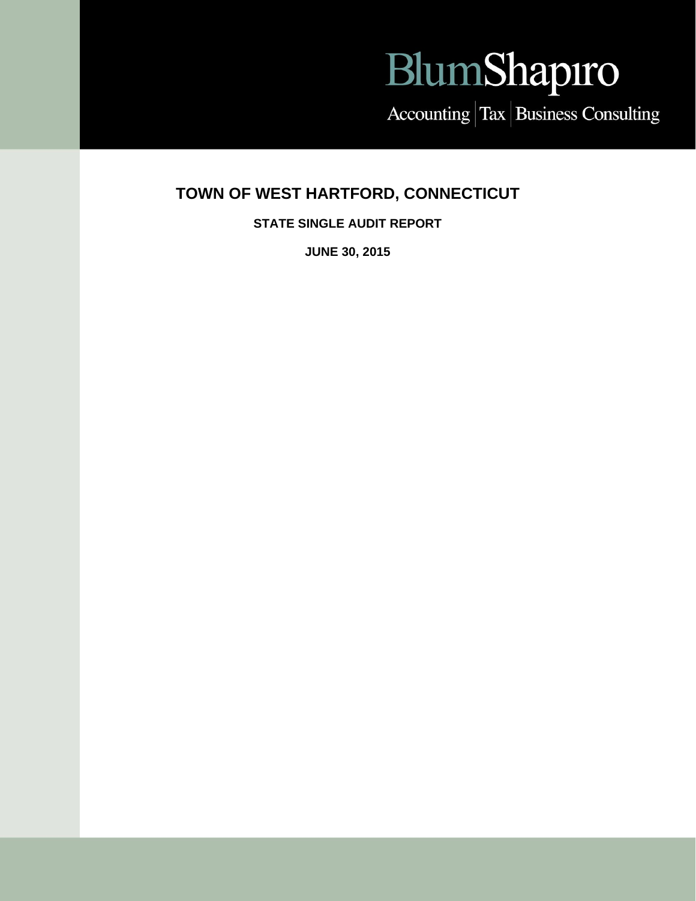BlumShapiro

Accounting | Tax | Business Consulting

# TOWN OF WEST HARTFORD, CONNECTICUT

**STATE SINGLE AUDIT REPORT**

**JUNE 30, 2015**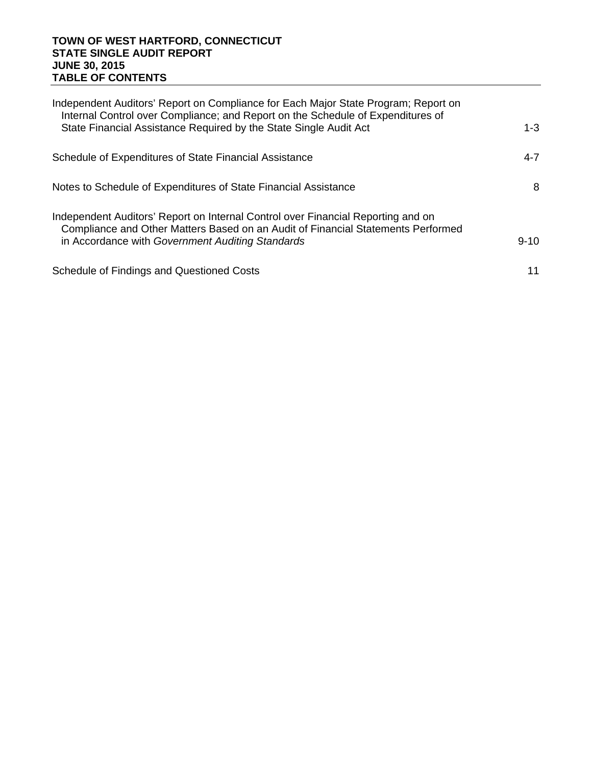**TOWN OF WEST HARTFORD, CONNECTICUT**
**STATE SINGLE AUDIT REPORT**
**JUNE 30, 2015**
**TABLE OF CONTENTS**

| | |
|---|---|
| Independent Auditors' Report on Compliance for Each Major State Program; Report on Internal Control over Compliance; and Report on the Schedule of Expenditures of State Financial Assistance Required by the State Single Audit Act | 1-3 |
| Schedule of Expenditures of State Financial Assistance | 4-7 |
| Notes to Schedule of Expenditures of State Financial Assistance | 8 |
| Independent Auditors' Report on Internal Control over Financial Reporting and on Compliance and Other Matters Based on an Audit of Financial Statements Performed in Accordance with *Government Auditing Standards* | 9-10 |
| Schedule of Findings and Questioned Costs | 11 |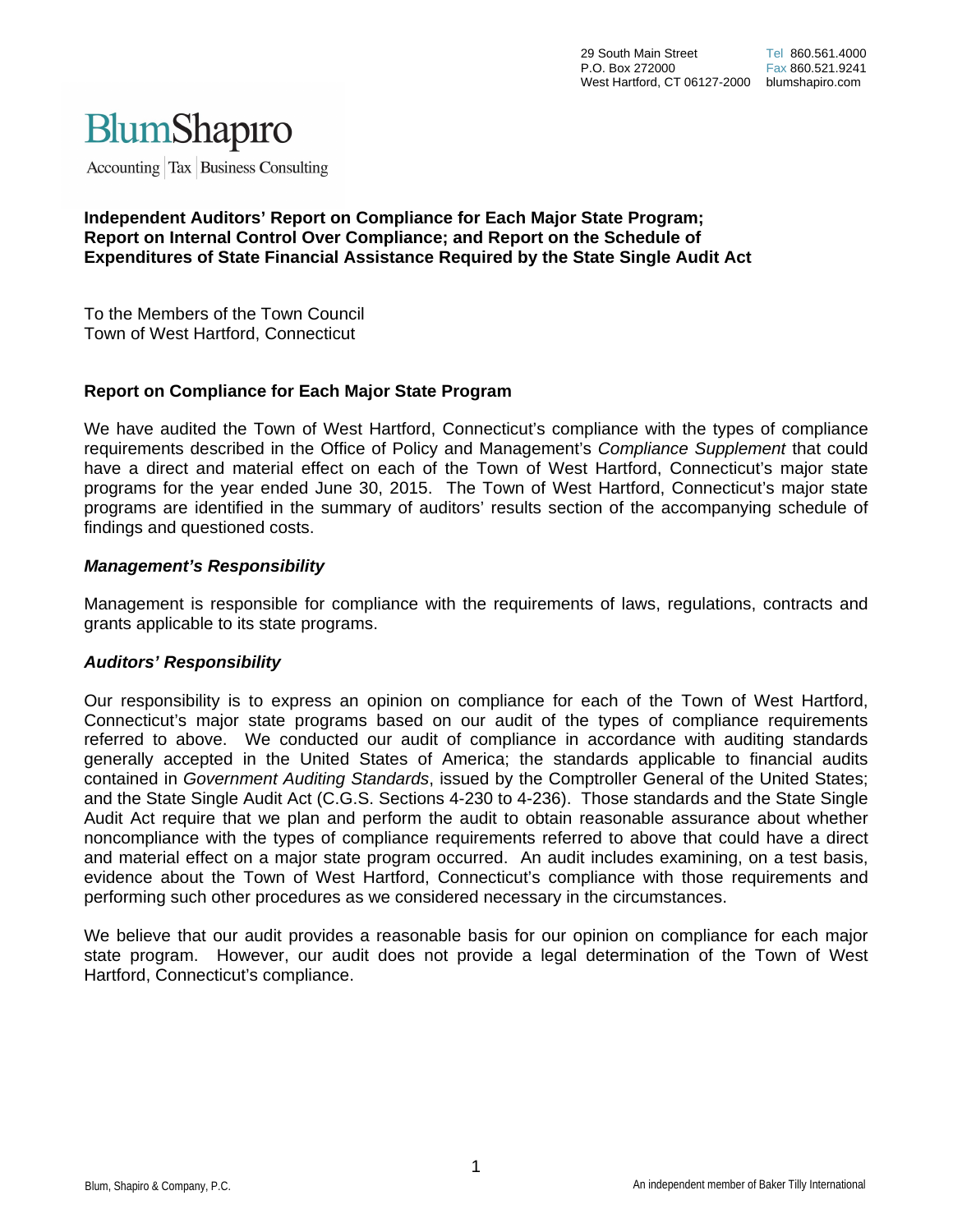29 South Main Street
P.O. Box 272000
West Hartford, CT 06127-2000

Tel 860.561.4000
Fax 860.521.9241
blumshapiro.com

BlumShapiro
Accounting | Tax | Business Consulting

**Independent Auditors' Report on Compliance for Each Major State Program; Report on Internal Control Over Compliance; and Report on the Schedule of Expenditures of State Financial Assistance Required by the State Single Audit Act**

To the Members of the Town Council
Town of West Hartford, Connecticut

**Report on Compliance for Each Major State Program**

We have audited the Town of West Hartford, Connecticut's compliance with the types of compliance requirements described in the Office of Policy and Management's *Compliance Supplement* that could have a direct and material effect on each of the Town of West Hartford, Connecticut's major state programs for the year ended June 30, 2015. The Town of West Hartford, Connecticut's major state programs are identified in the summary of auditors' results section of the accompanying schedule of findings and questioned costs.

***Management's Responsibility***

Management is responsible for compliance with the requirements of laws, regulations, contracts and grants applicable to its state programs.

***Auditors' Responsibility***

Our responsibility is to express an opinion on compliance for each of the Town of West Hartford, Connecticut's major state programs based on our audit of the types of compliance requirements referred to above. We conducted our audit of compliance in accordance with auditing standards generally accepted in the United States of America; the standards applicable to financial audits contained in *Government Auditing Standards*, issued by the Comptroller General of the United States; and the State Single Audit Act (C.G.S. Sections 4-230 to 4-236). Those standards and the State Single Audit Act require that we plan and perform the audit to obtain reasonable assurance about whether noncompliance with the types of compliance requirements referred to above that could have a direct and material effect on a major state program occurred. An audit includes examining, on a test basis, evidence about the Town of West Hartford, Connecticut's compliance with those requirements and performing such other procedures as we considered necessary in the circumstances.

We believe that our audit provides a reasonable basis for our opinion on compliance for each major state program. However, our audit does not provide a legal determination of the Town of West Hartford, Connecticut's compliance.

Blum, Shapiro & Company, P.C.

An independent member of Baker Tilly International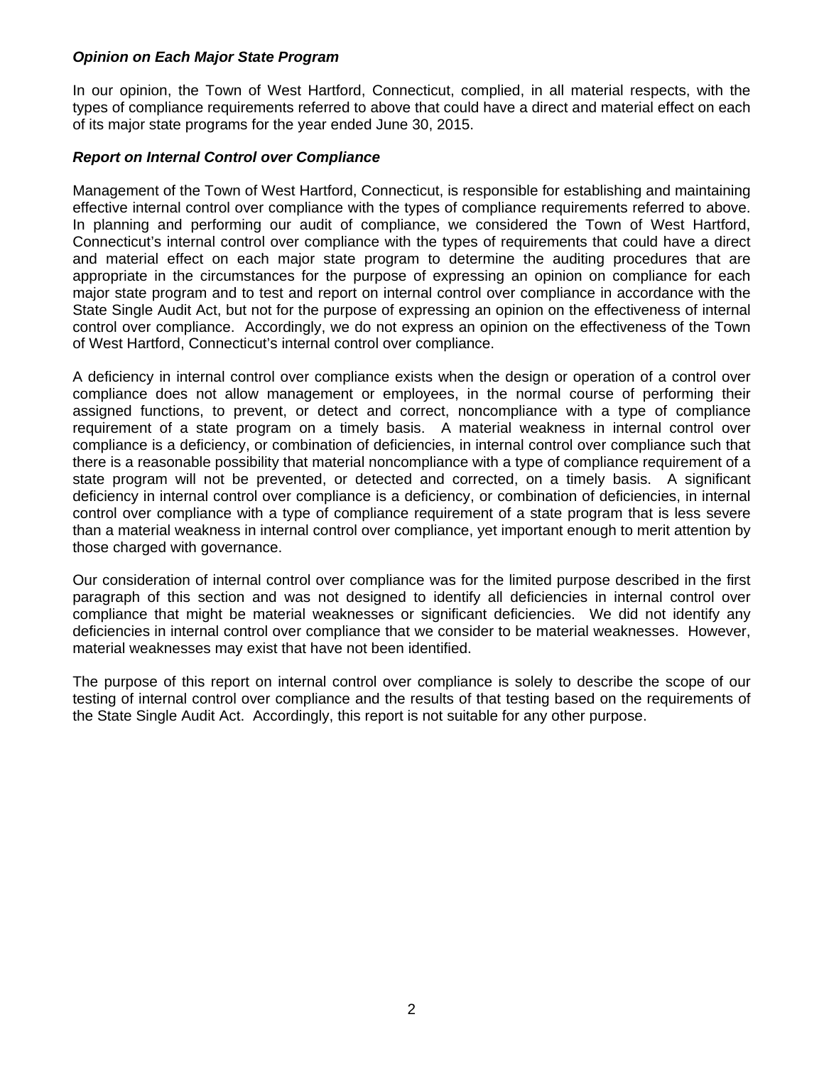***Opinion on Each Major State Program***

In our opinion, the Town of West Hartford, Connecticut, complied, in all material respects, with the types of compliance requirements referred to above that could have a direct and material effect on each of its major state programs for the year ended June 30, 2015.

***Report on Internal Control over Compliance***

Management of the Town of West Hartford, Connecticut, is responsible for establishing and maintaining effective internal control over compliance with the types of compliance requirements referred to above. In planning and performing our audit of compliance, we considered the Town of West Hartford, Connecticut's internal control over compliance with the types of requirements that could have a direct and material effect on each major state program to determine the auditing procedures that are appropriate in the circumstances for the purpose of expressing an opinion on compliance for each major state program and to test and report on internal control over compliance in accordance with the State Single Audit Act, but not for the purpose of expressing an opinion on the effectiveness of internal control over compliance. Accordingly, we do not express an opinion on the effectiveness of the Town of West Hartford, Connecticut's internal control over compliance.

A deficiency in internal control over compliance exists when the design or operation of a control over compliance does not allow management or employees, in the normal course of performing their assigned functions, to prevent, or detect and correct, noncompliance with a type of compliance requirement of a state program on a timely basis. A material weakness in internal control over compliance is a deficiency, or combination of deficiencies, in internal control over compliance such that there is a reasonable possibility that material noncompliance with a type of compliance requirement of a state program will not be prevented, or detected and corrected, on a timely basis. A significant deficiency in internal control over compliance is a deficiency, or combination of deficiencies, in internal control over compliance with a type of compliance requirement of a state program that is less severe than a material weakness in internal control over compliance, yet important enough to merit attention by those charged with governance.

Our consideration of internal control over compliance was for the limited purpose described in the first paragraph of this section and was not designed to identify all deficiencies in internal control over compliance that might be material weaknesses or significant deficiencies. We did not identify any deficiencies in internal control over compliance that we consider to be material weaknesses. However, material weaknesses may exist that have not been identified.

The purpose of this report on internal control over compliance is solely to describe the scope of our testing of internal control over compliance and the results of that testing based on the requirements of the State Single Audit Act. Accordingly, this report is not suitable for any other purpose.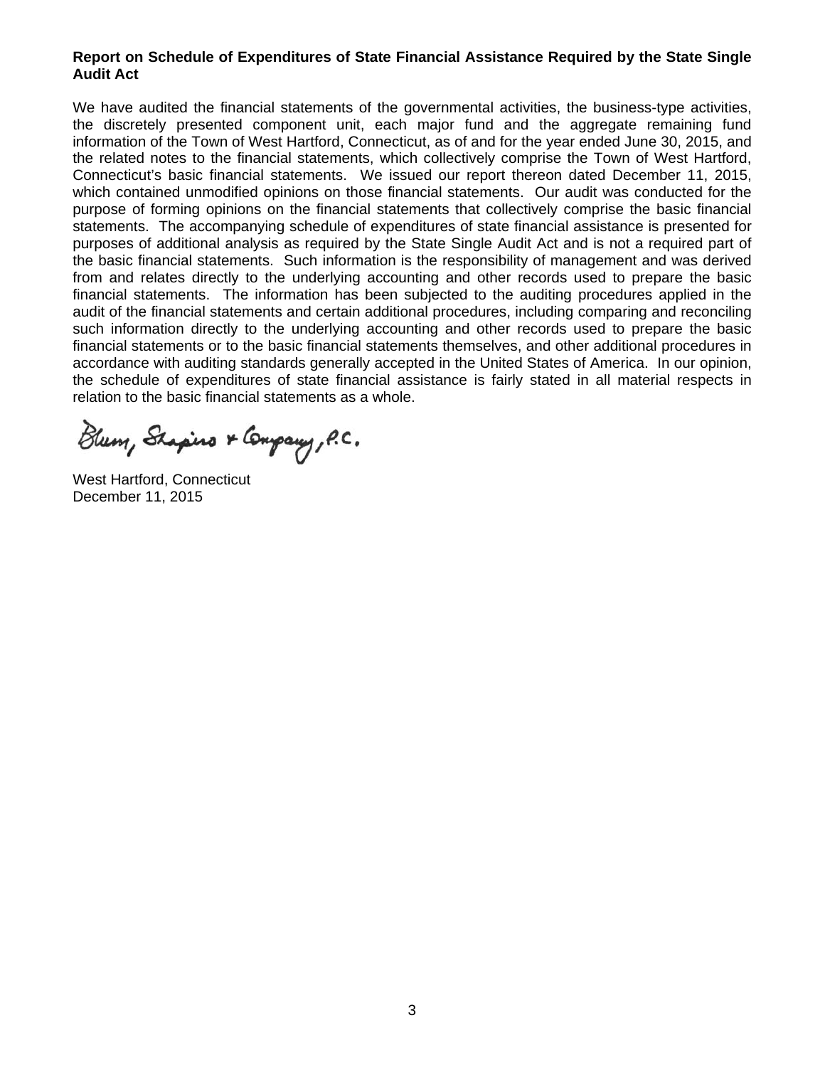**Report on Schedule of Expenditures of State Financial Assistance Required by the State Single Audit Act**

We have audited the financial statements of the governmental activities, the business-type activities, the discretely presented component unit, each major fund and the aggregate remaining fund information of the Town of West Hartford, Connecticut, as of and for the year ended June 30, 2015, and the related notes to the financial statements, which collectively comprise the Town of West Hartford, Connecticut's basic financial statements. We issued our report thereon dated December 11, 2015, which contained unmodified opinions on those financial statements. Our audit was conducted for the purpose of forming opinions on the financial statements that collectively comprise the basic financial statements. The accompanying schedule of expenditures of state financial assistance is presented for purposes of additional analysis as required by the State Single Audit Act and is not a required part of the basic financial statements. Such information is the responsibility of management and was derived from and relates directly to the underlying accounting and other records used to prepare the basic financial statements. The information has been subjected to the auditing procedures applied in the audit of the financial statements and certain additional procedures, including comparing and reconciling such information directly to the underlying accounting and other records used to prepare the basic financial statements or to the basic financial statements themselves, and other additional procedures in accordance with auditing standards generally accepted in the United States of America. In our opinion, the schedule of expenditures of state financial assistance is fairly stated in all material respects in relation to the basic financial statements as a whole.

Blum, Shapiro & Company, P.C.

West Hartford, Connecticut
December 11, 2015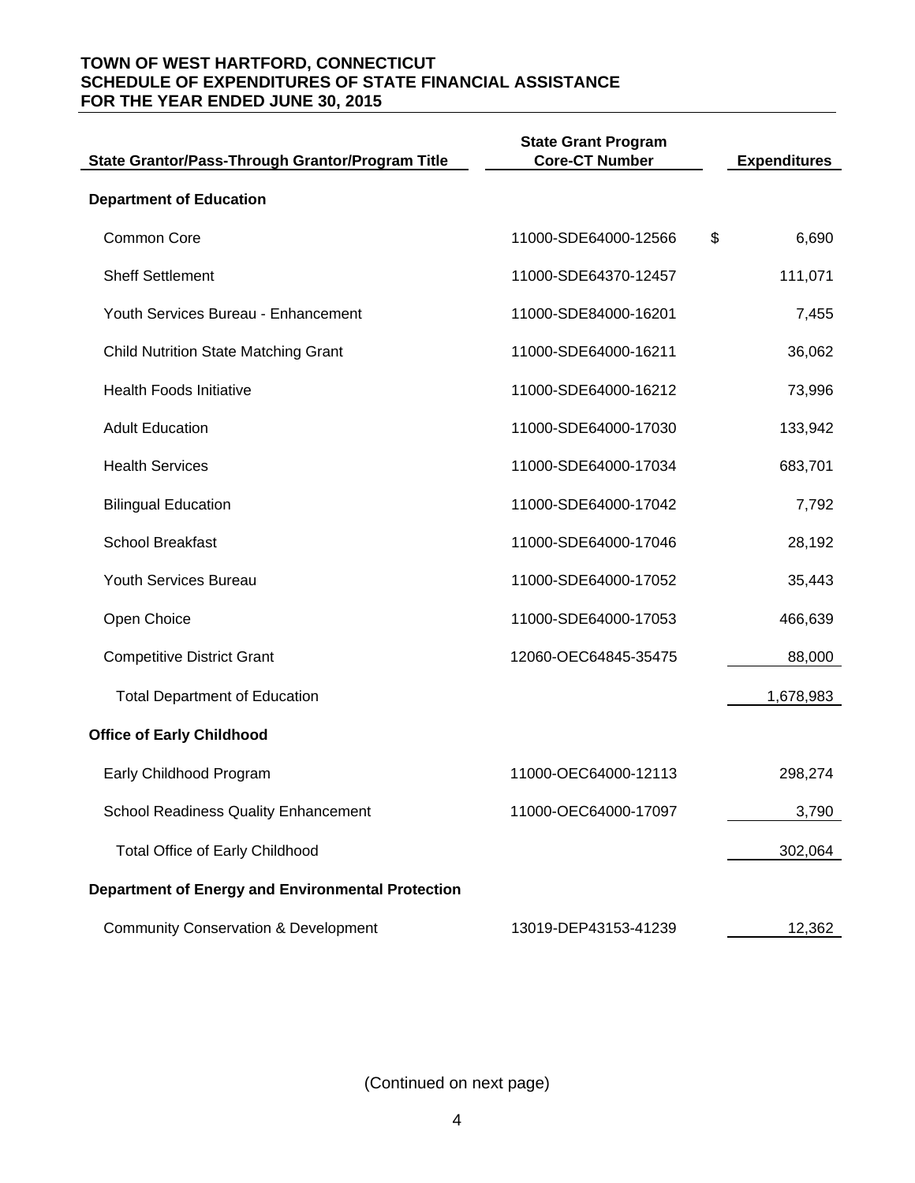**TOWN OF WEST HARTFORD, CONNECTICUT**
**SCHEDULE OF EXPENDITURES OF STATE FINANCIAL ASSISTANCE**
**FOR THE YEAR ENDED JUNE 30, 2015**

| State Grantor/Pass-Through Grantor/Program Title | State Grant Program Core-CT Number | Expenditures |
|---|---|---|
| **Department of Education** | | |
| Common Core | 11000-SDE64000-12566 | $ 6,690 |
| Sheff Settlement | 11000-SDE64370-12457 | 111,071 |
| Youth Services Bureau - Enhancement | 11000-SDE84000-16201 | 7,455 |
| Child Nutrition State Matching Grant | 11000-SDE64000-16211 | 36,062 |
| Health Foods Initiative | 11000-SDE64000-16212 | 73,996 |
| Adult Education | 11000-SDE64000-17030 | 133,942 |
| Health Services | 11000-SDE64000-17034 | 683,701 |
| Bilingual Education | 11000-SDE64000-17042 | 7,792 |
| School Breakfast | 11000-SDE64000-17046 | 28,192 |
| Youth Services Bureau | 11000-SDE64000-17052 | 35,443 |
| Open Choice | 11000-SDE64000-17053 | 466,639 |
| Competitive District Grant | 12060-OEC64845-35475 | 88,000 |
| Total Department of Education | | 1,678,983 |
| **Office of Early Childhood** | | |
| Early Childhood Program | 11000-OEC64000-12113 | 298,274 |
| School Readiness Quality Enhancement | 11000-OEC64000-17097 | 3,790 |
| Total Office of Early Childhood | | 302,064 |
| **Department of Energy and Environmental Protection** | | |
| Community Conservation & Development | 13019-DEP43153-41239 | 12,362 |

(Continued on next page)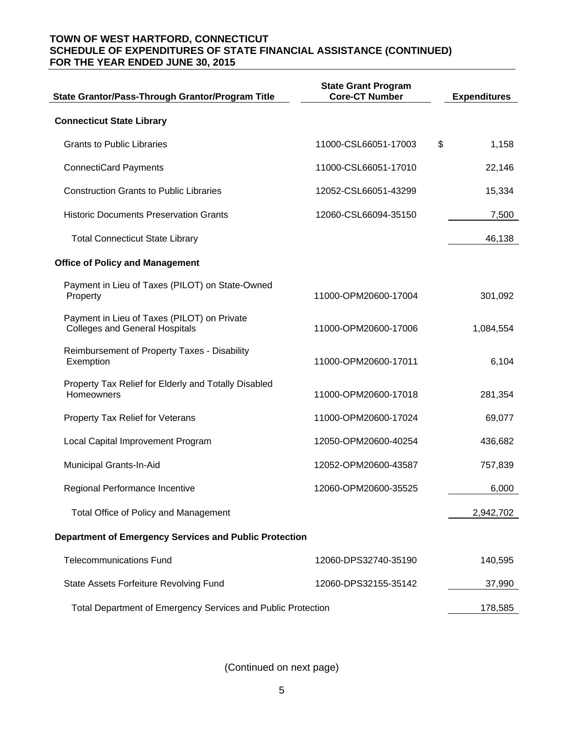**TOWN OF WEST HARTFORD, CONNECTICUT**
**SCHEDULE OF EXPENDITURES OF STATE FINANCIAL ASSISTANCE (CONTINUED)**
**FOR THE YEAR ENDED JUNE 30, 2015**

| State Grantor/Pass-Through Grantor/Program Title | State Grant Program Core-CT Number | Expenditures |
|---|---|---|
| **Connecticut State Library** | | |
| Grants to Public Libraries | 11000-CSL66051-17003 | $ 1,158 |
| ConnectiCard Payments | 11000-CSL66051-17010 | 22,146 |
| Construction Grants to Public Libraries | 12052-CSL66051-43299 | 15,334 |
| Historic Documents Preservation Grants | 12060-CSL66094-35150 | 7,500 |
| Total Connecticut State Library | | 46,138 |
| **Office of Policy and Management** | | |
| Payment in Lieu of Taxes (PILOT) on State-Owned Property | 11000-OPM20600-17004 | 301,092 |
| Payment in Lieu of Taxes (PILOT) on Private Colleges and General Hospitals | 11000-OPM20600-17006 | 1,084,554 |
| Reimbursement of Property Taxes - Disability Exemption | 11000-OPM20600-17011 | 6,104 |
| Property Tax Relief for Elderly and Totally Disabled Homeowners | 11000-OPM20600-17018 | 281,354 |
| Property Tax Relief for Veterans | 11000-OPM20600-17024 | 69,077 |
| Local Capital Improvement Program | 12050-OPM20600-40254 | 436,682 |
| Municipal Grants-In-Aid | 12052-OPM20600-43587 | 757,839 |
| Regional Performance Incentive | 12060-OPM20600-35525 | 6,000 |
| Total Office of Policy and Management | | 2,942,702 |
| **Department of Emergency Services and Public Protection** | | |
| Telecommunications Fund | 12060-DPS32740-35190 | 140,595 |
| State Assets Forfeiture Revolving Fund | 12060-DPS32155-35142 | 37,990 |
| Total Department of Emergency Services and Public Protection | | 178,585 |

(Continued on next page)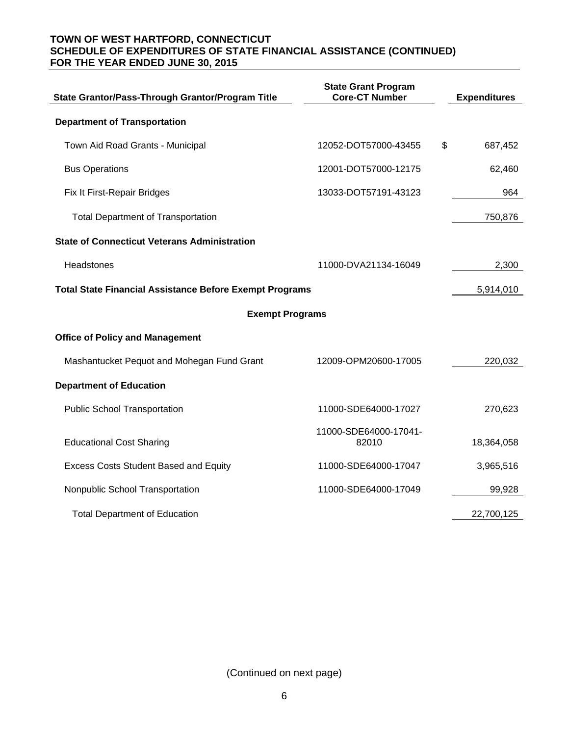**TOWN OF WEST HARTFORD, CONNECTICUT**
**SCHEDULE OF EXPENDITURES OF STATE FINANCIAL ASSISTANCE (CONTINUED)**
**FOR THE YEAR ENDED JUNE 30, 2015**

| State Grantor/Pass-Through Grantor/Program Title | State Grant Program Core-CT Number | Expenditures |
|---|---|---|
| **Department of Transportation** | | |
| Town Aid Road Grants - Municipal | 12052-DOT57000-43455 | $ 687,452 |
| Bus Operations | 12001-DOT57000-12175 | 62,460 |
| Fix It First-Repair Bridges | 13033-DOT57191-43123 | 964 |
| Total Department of Transportation | | 750,876 |
| **State of Connecticut Veterans Administration** | | |
| Headstones | 11000-DVA21134-16049 | 2,300 |
| **Total State Financial Assistance Before Exempt Programs** | | 5,914,010 |
| **Exempt Programs** | | |
| **Office of Policy and Management** | | |
| Mashantucket Pequot and Mohegan Fund Grant | 12009-OPM20600-17005 | 220,032 |
| **Department of Education** | | |
| Public School Transportation | 11000-SDE64000-17027 | 270,623 |
| Educational Cost Sharing | 11000-SDE64000-17041-82010 | 18,364,058 |
| Excess Costs Student Based and Equity | 11000-SDE64000-17047 | 3,965,516 |
| Nonpublic School Transportation | 11000-SDE64000-17049 | 99,928 |
| Total Department of Education | | 22,700,125 |

(Continued on next page)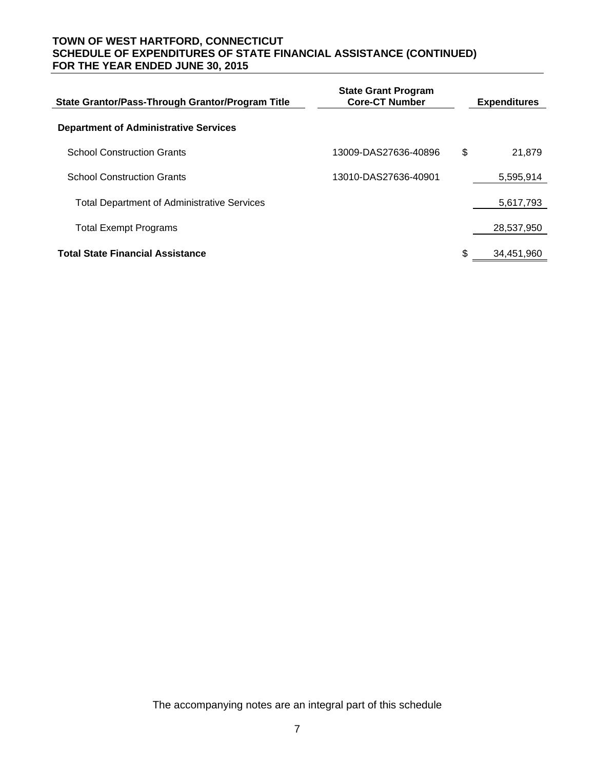# TOWN OF WEST HARTFORD, CONNECTICUT
## SCHEDULE OF EXPENDITURES OF STATE FINANCIAL ASSISTANCE (CONTINUED)
## FOR THE YEAR ENDED JUNE 30, 2015

| State Grantor/Pass-Through Grantor/Program Title | State Grant Program Core-CT Number | Expenditures |
|---|---|---|
| **Department of Administrative Services** | | |
| School Construction Grants | 13009-DAS27636-40896 | $ 21,879 |
| School Construction Grants | 13010-DAS27636-40901 | 5,595,914 |
| Total Department of Administrative Services | | 5,617,793 |
| Total Exempt Programs | | 28,537,950 |
| **Total State Financial Assistance** | | $ 34,451,960 |

The accompanying notes are an integral part of this schedule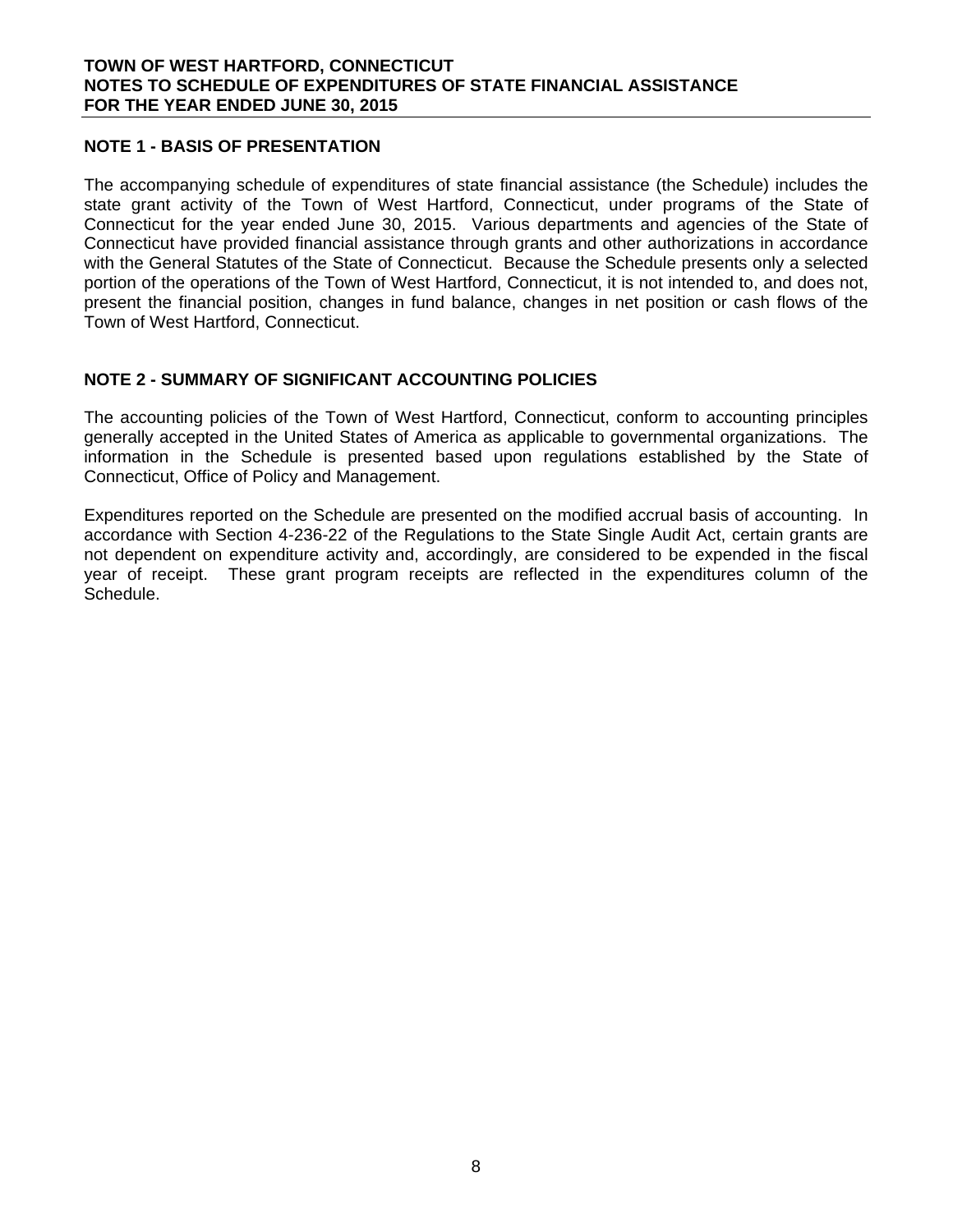**TOWN OF WEST HARTFORD, CONNECTICUT**
**NOTES TO SCHEDULE OF EXPENDITURES OF STATE FINANCIAL ASSISTANCE**
**FOR THE YEAR ENDED JUNE 30, 2015**

## NOTE 1 - BASIS OF PRESENTATION

The accompanying schedule of expenditures of state financial assistance (the Schedule) includes the state grant activity of the Town of West Hartford, Connecticut, under programs of the State of Connecticut for the year ended June 30, 2015. Various departments and agencies of the State of Connecticut have provided financial assistance through grants and other authorizations in accordance with the General Statutes of the State of Connecticut. Because the Schedule presents only a selected portion of the operations of the Town of West Hartford, Connecticut, it is not intended to, and does not, present the financial position, changes in fund balance, changes in net position or cash flows of the Town of West Hartford, Connecticut.

## NOTE 2 - SUMMARY OF SIGNIFICANT ACCOUNTING POLICIES

The accounting policies of the Town of West Hartford, Connecticut, conform to accounting principles generally accepted in the United States of America as applicable to governmental organizations. The information in the Schedule is presented based upon regulations established by the State of Connecticut, Office of Policy and Management.

Expenditures reported on the Schedule are presented on the modified accrual basis of accounting. In accordance with Section 4-236-22 of the Regulations to the State Single Audit Act, certain grants are not dependent on expenditure activity and, accordingly, are considered to be expended in the fiscal year of receipt. These grant program receipts are reflected in the expenditures column of the Schedule.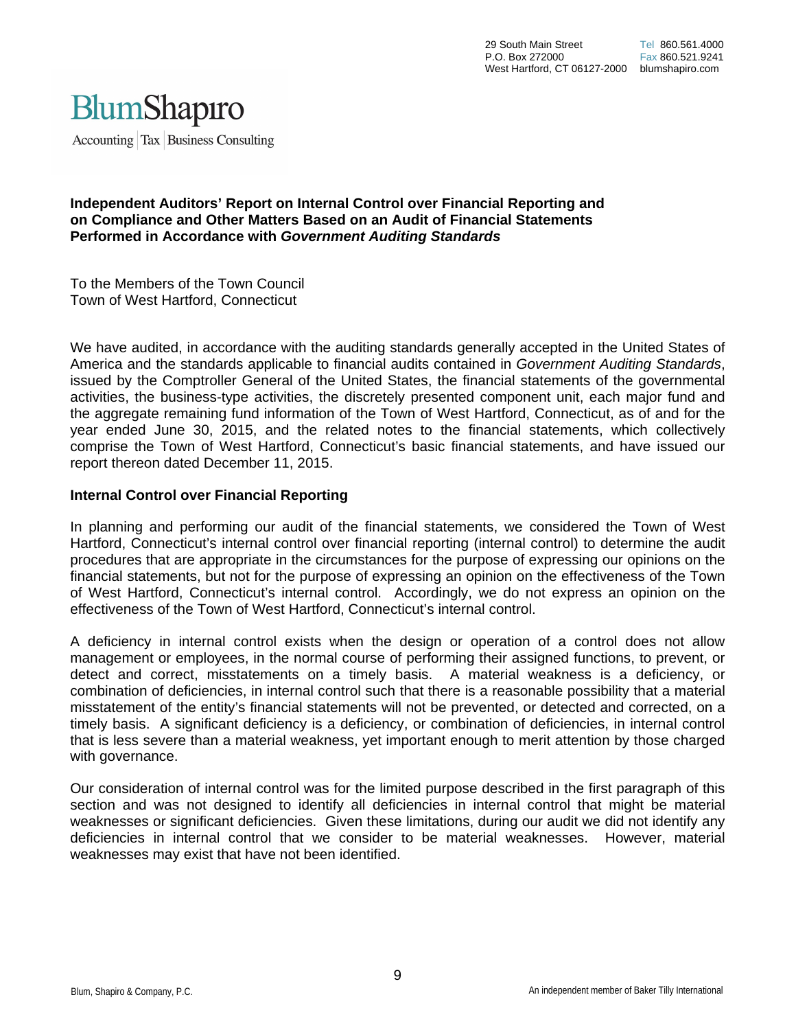29 South Main Street
P.O. Box 272000
West Hartford, CT 06127-2000

Tel 860.561.4000
Fax 860.521.9241
blumshapiro.com

BlumShapiro

Accounting | Tax | Business Consulting

**Independent Auditors' Report on Internal Control over Financial Reporting and on Compliance and Other Matters Based on an Audit of Financial Statements Performed in Accordance with *Government Auditing Standards***

To the Members of the Town Council
Town of West Hartford, Connecticut

We have audited, in accordance with the auditing standards generally accepted in the United States of America and the standards applicable to financial audits contained in *Government Auditing Standards*, issued by the Comptroller General of the United States, the financial statements of the governmental activities, the business-type activities, the discretely presented component unit, each major fund and the aggregate remaining fund information of the Town of West Hartford, Connecticut, as of and for the year ended June 30, 2015, and the related notes to the financial statements, which collectively comprise the Town of West Hartford, Connecticut's basic financial statements, and have issued our report thereon dated December 11, 2015.

**Internal Control over Financial Reporting**

In planning and performing our audit of the financial statements, we considered the Town of West Hartford, Connecticut's internal control over financial reporting (internal control) to determine the audit procedures that are appropriate in the circumstances for the purpose of expressing our opinions on the financial statements, but not for the purpose of expressing an opinion on the effectiveness of the Town of West Hartford, Connecticut's internal control. Accordingly, we do not express an opinion on the effectiveness of the Town of West Hartford, Connecticut's internal control.

A deficiency in internal control exists when the design or operation of a control does not allow management or employees, in the normal course of performing their assigned functions, to prevent, or detect and correct, misstatements on a timely basis. A material weakness is a deficiency, or combination of deficiencies, in internal control such that there is a reasonable possibility that a material misstatement of the entity's financial statements will not be prevented, or detected and corrected, on a timely basis. A significant deficiency is a deficiency, or combination of deficiencies, in internal control that is less severe than a material weakness, yet important enough to merit attention by those charged with governance.

Our consideration of internal control was for the limited purpose described in the first paragraph of this section and was not designed to identify all deficiencies in internal control that might be material weaknesses or significant deficiencies. Given these limitations, during our audit we did not identify any deficiencies in internal control that we consider to be material weaknesses. However, material weaknesses may exist that have not been identified.

Blum, Shapiro & Company, P.C.

An independent member of Baker Tilly International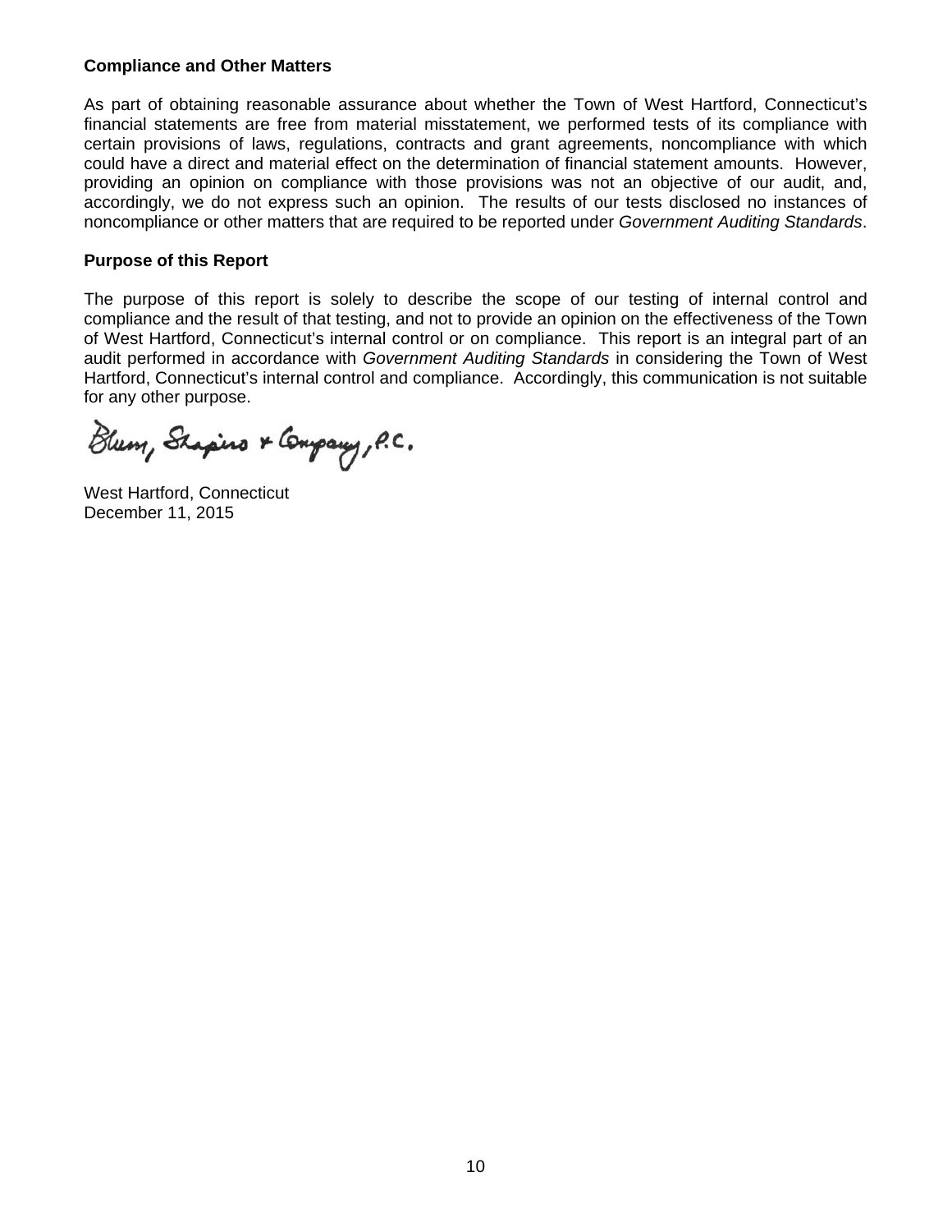**Compliance and Other Matters**

As part of obtaining reasonable assurance about whether the Town of West Hartford, Connecticut's financial statements are free from material misstatement, we performed tests of its compliance with certain provisions of laws, regulations, contracts and grant agreements, noncompliance with which could have a direct and material effect on the determination of financial statement amounts. However, providing an opinion on compliance with those provisions was not an objective of our audit, and, accordingly, we do not express such an opinion. The results of our tests disclosed no instances of noncompliance or other matters that are required to be reported under *Government Auditing Standards*.

**Purpose of this Report**

The purpose of this report is solely to describe the scope of our testing of internal control and compliance and the result of that testing, and not to provide an opinion on the effectiveness of the Town of West Hartford, Connecticut's internal control or on compliance. This report is an integral part of an audit performed in accordance with *Government Auditing Standards* in considering the Town of West Hartford, Connecticut's internal control and compliance. Accordingly, this communication is not suitable for any other purpose.

Blum, Shapiro & Company, P.C.

West Hartford, Connecticut
December 11, 2015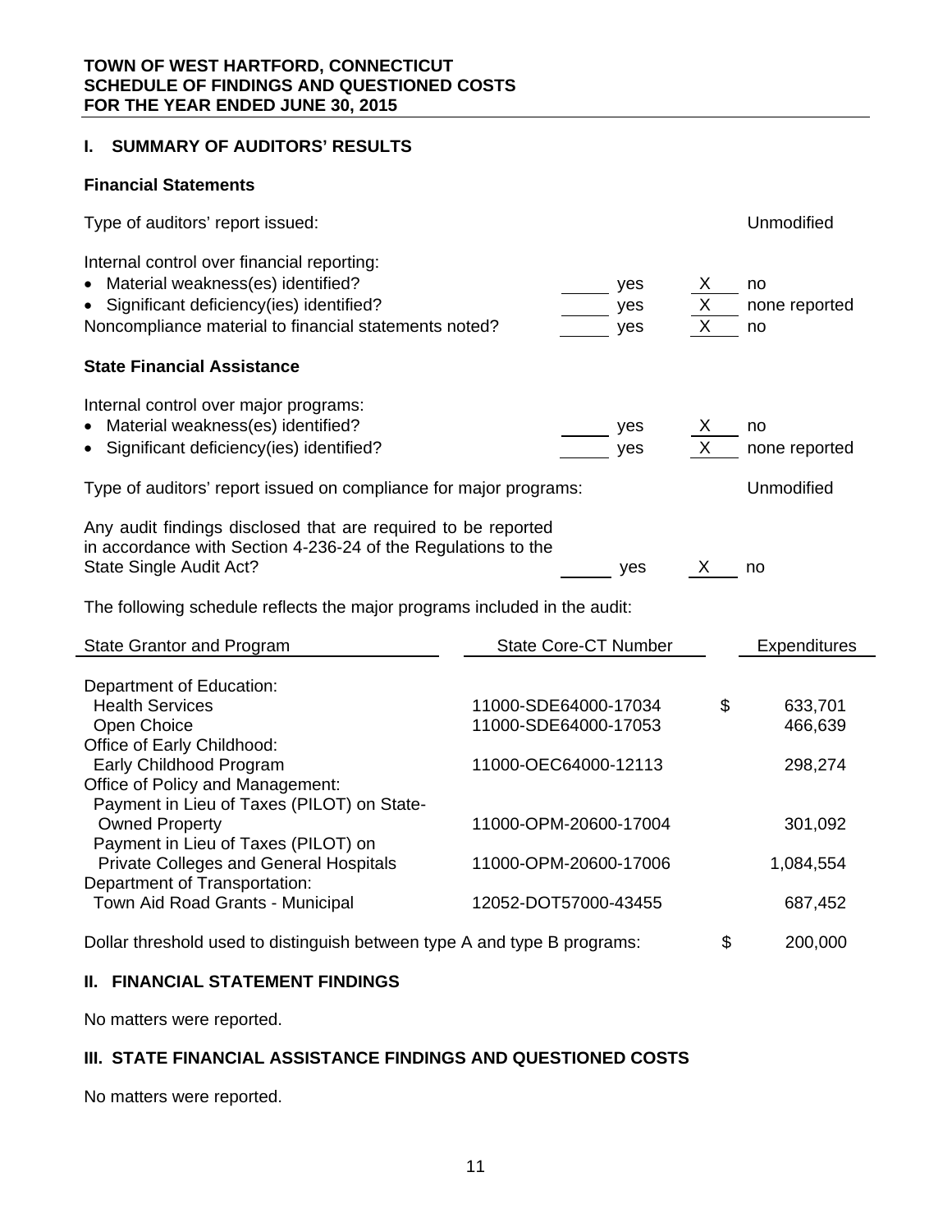**TOWN OF WEST HARTFORD, CONNECTICUT**
**SCHEDULE OF FINDINGS AND QUESTIONED COSTS**
**FOR THE YEAR ENDED JUNE 30, 2015**

## I. SUMMARY OF AUDITORS' RESULTS

### Financial Statements

Type of auditors' report issued: Unmodified

Internal control over financial reporting:

- Material weakness(es) identified? ______ yes __X__ no
- Significant deficiency(ies) identified? ______ yes __X__ none reported

Noncompliance material to financial statements noted? ______ yes __X__ no

### State Financial Assistance

Internal control over major programs:

- Material weakness(es) identified? ______ yes __X__ no
- Significant deficiency(ies) identified? ______ yes __X__ none reported

Type of auditors' report issued on compliance for major programs: Unmodified

Any audit findings disclosed that are required to be reported in accordance with Section 4-236-24 of the Regulations to the State Single Audit Act? ______ yes __X__ no

The following schedule reflects the major programs included in the audit:

| State Grantor and Program | State Core-CT Number | Expenditures |
|---|---|---|
| Department of Education: | | |
| Health Services | 11000-SDE64000-17034 | $ 633,701 |
| Open Choice | 11000-SDE64000-17053 | 466,639 |
| Office of Early Childhood: | | |
| Early Childhood Program | 11000-OEC64000-12113 | 298,274 |
| Office of Policy and Management: | | |
| Payment in Lieu of Taxes (PILOT) on State-Owned Property | 11000-OPM-20600-17004 | 301,092 |
| Payment in Lieu of Taxes (PILOT) on Private Colleges and General Hospitals | 11000-OPM-20600-17006 | 1,084,554 |
| Department of Transportation: | | |
| Town Aid Road Grants - Municipal | 12052-DOT57000-43455 | 687,452 |

Dollar threshold used to distinguish between type A and type B programs: $ 200,000

## II. FINANCIAL STATEMENT FINDINGS

No matters were reported.

## III. STATE FINANCIAL ASSISTANCE FINDINGS AND QUESTIONED COSTS

No matters were reported.